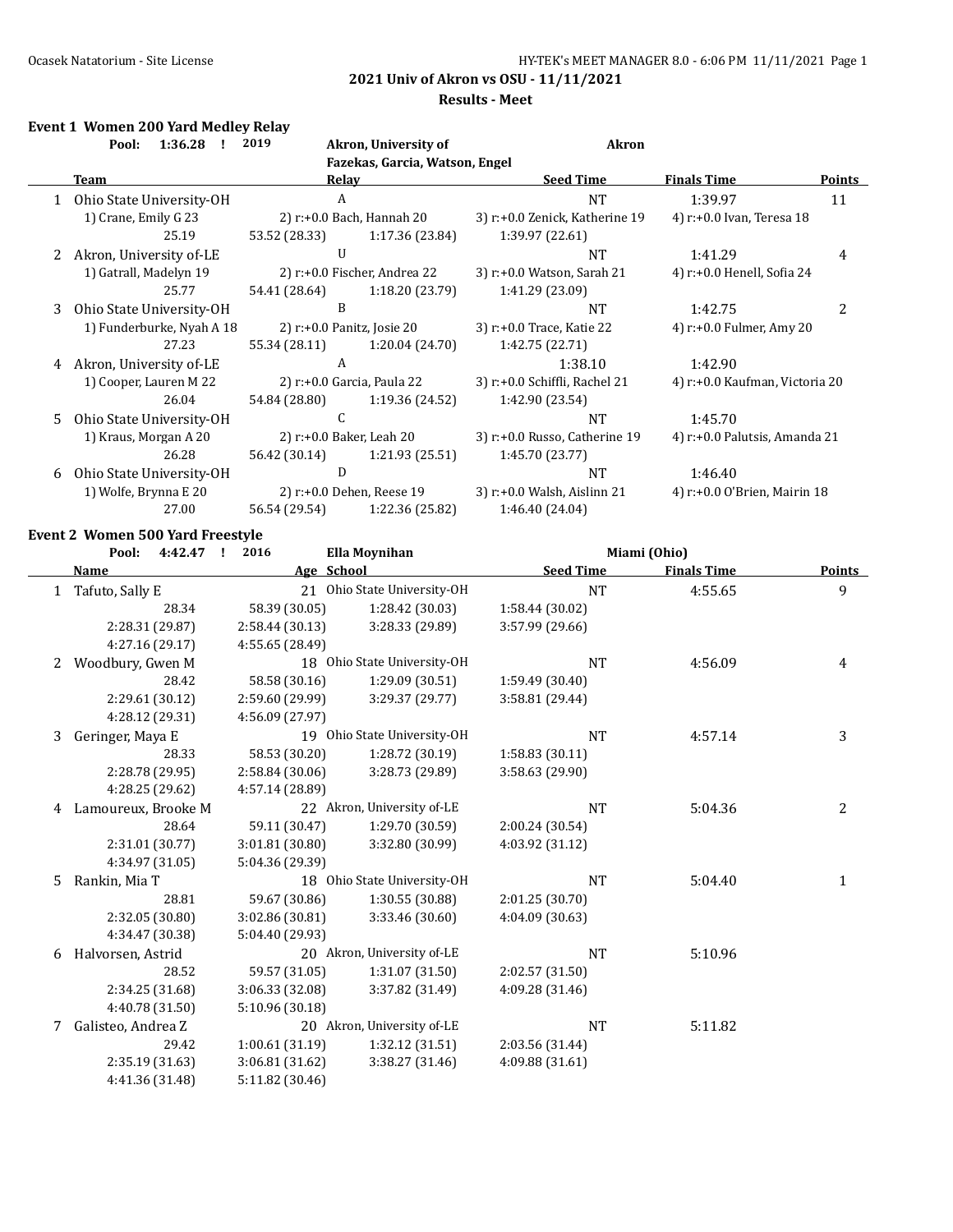## 2021 Univ of Akron vs OSU - 11/11/2021

### Results - Meet

#### Event 1 Women 200 Yard Medley Relay

Pool: 1:36.28 ! 2019 — Akron, University of — Akron
Fazekas, Garcia, Watson, Engel

| | Team | Relay | | Seed Time | Finals Time | Points |
|---|---|---|---|---|---|---|
| 1 | Ohio State University-OH | A | | NT | 1:39.97 | 11 |
| | 1) Crane, Emily G 23 | 2) r:+0.0 Bach, Hannah 20 | 3) r:+0.0 Zenick, Katherine 19 | 4) r:+0.0 Ivan, Teresa 18 | | |
| | 25.19 | 53.52 (28.33) | 1:17.36 (23.84) | 1:39.97 (22.61) | | |
| 2 | Akron, University of-LE | U | | NT | 1:41.29 | 4 |
| | 1) Gatrall, Madelyn 19 | 2) r:+0.0 Fischer, Andrea 22 | 3) r:+0.0 Watson, Sarah 21 | 4) r:+0.0 Henell, Sofia 24 | | |
| | 25.77 | 54.41 (28.64) | 1:18.20 (23.79) | 1:41.29 (23.09) | | |
| 3 | Ohio State University-OH | B | | NT | 1:42.75 | 2 |
| | 1) Funderburke, Nyah A 18 | 2) r:+0.0 Panitz, Josie 20 | 3) r:+0.0 Trace, Katie 22 | 4) r:+0.0 Fulmer, Amy 20 | | |
| | 27.23 | 55.34 (28.11) | 1:20.04 (24.70) | 1:42.75 (22.71) | | |
| 4 | Akron, University of-LE | A | | 1:38.10 | 1:42.90 | |
| | 1) Cooper, Lauren M 22 | 2) r:+0.0 Garcia, Paula 22 | 3) r:+0.0 Schiffli, Rachel 21 | 4) r:+0.0 Kaufman, Victoria 20 | | |
| | 26.04 | 54.84 (28.80) | 1:19.36 (24.52) | 1:42.90 (23.54) | | |
| 5 | Ohio State University-OH | C | | NT | 1:45.70 | |
| | 1) Kraus, Morgan A 20 | 2) r:+0.0 Baker, Leah 20 | 3) r:+0.0 Russo, Catherine 19 | 4) r:+0.0 Palutsis, Amanda 21 | | |
| | 26.28 | 56.42 (30.14) | 1:21.93 (25.51) | 1:45.70 (23.77) | | |
| 6 | Ohio State University-OH | D | | NT | 1:46.40 | |
| | 1) Wolfe, Brynna E 20 | 2) r:+0.0 Dehen, Reese 19 | 3) r:+0.0 Walsh, Aislinn 21 | 4) r:+0.0 O'Brien, Mairin 18 | | |
| | 27.00 | 56.54 (29.54) | 1:22.36 (25.82) | 1:46.40 (24.04) | | |

#### Event 2 Women 500 Yard Freestyle

Pool: 4:42.47 ! 2016 — Ella Moynihan — Miami (Ohio)

| | Name | Age School | | Seed Time | Finals Time | Points |
|---|---|---|---|---|---|---|
| 1 | Tafuto, Sally E | 21 Ohio State University-OH | | NT | 4:55.65 | 9 |
| | 28.34 | 58.39 (30.05) | 1:28.42 (30.03) | 1:58.44 (30.02) | | |
| | 2:28.31 (29.87) | 2:58.44 (30.13) | 3:28.33 (29.89) | 3:57.99 (29.66) | | |
| | 4:27.16 (29.17) | 4:55.65 (28.49) | | | | |
| 2 | Woodbury, Gwen M | 18 Ohio State University-OH | | NT | 4:56.09 | 4 |
| | 28.42 | 58.58 (30.16) | 1:29.09 (30.51) | 1:59.49 (30.40) | | |
| | 2:29.61 (30.12) | 2:59.60 (29.99) | 3:29.37 (29.77) | 3:58.81 (29.44) | | |
| | 4:28.12 (29.31) | 4:56.09 (27.97) | | | | |
| 3 | Geringer, Maya E | 19 Ohio State University-OH | | NT | 4:57.14 | 3 |
| | 28.33 | 58.53 (30.20) | 1:28.72 (30.19) | 1:58.83 (30.11) | | |
| | 2:28.78 (29.95) | 2:58.84 (30.06) | 3:28.73 (29.89) | 3:58.63 (29.90) | | |
| | 4:28.25 (29.62) | 4:57.14 (28.89) | | | | |
| 4 | Lamoureux, Brooke M | 22 Akron, University of-LE | | NT | 5:04.36 | 2 |
| | 28.64 | 59.11 (30.47) | 1:29.70 (30.59) | 2:00.24 (30.54) | | |
| | 2:31.01 (30.77) | 3:01.81 (30.80) | 3:32.80 (30.99) | 4:03.92 (31.12) | | |
| | 4:34.97 (31.05) | 5:04.36 (29.39) | | | | |
| 5 | Rankin, Mia T | 18 Ohio State University-OH | | NT | 5:04.40 | 1 |
| | 28.81 | 59.67 (30.86) | 1:30.55 (30.88) | 2:01.25 (30.70) | | |
| | 2:32.05 (30.80) | 3:02.86 (30.81) | 3:33.46 (30.60) | 4:04.09 (30.63) | | |
| | 4:34.47 (30.38) | 5:04.40 (29.93) | | | | |
| 6 | Halvorsen, Astrid | 20 Akron, University of-LE | | NT | 5:10.96 | |
| | 28.52 | 59.57 (31.05) | 1:31.07 (31.50) | 2:02.57 (31.50) | | |
| | 2:34.25 (31.68) | 3:06.33 (32.08) | 3:37.82 (31.49) | 4:09.28 (31.46) | | |
| | 4:40.78 (31.50) | 5:10.96 (30.18) | | | | |
| 7 | Galisteo, Andrea Z | 20 Akron, University of-LE | | NT | 5:11.82 | |
| | 29.42 | 1:00.61 (31.19) | 1:32.12 (31.51) | 2:03.56 (31.44) | | |
| | 2:35.19 (31.63) | 3:06.81 (31.62) | 3:38.27 (31.46) | 4:09.88 (31.61) | | |
| | 4:41.36 (31.48) | 5:11.82 (30.46) | | | | |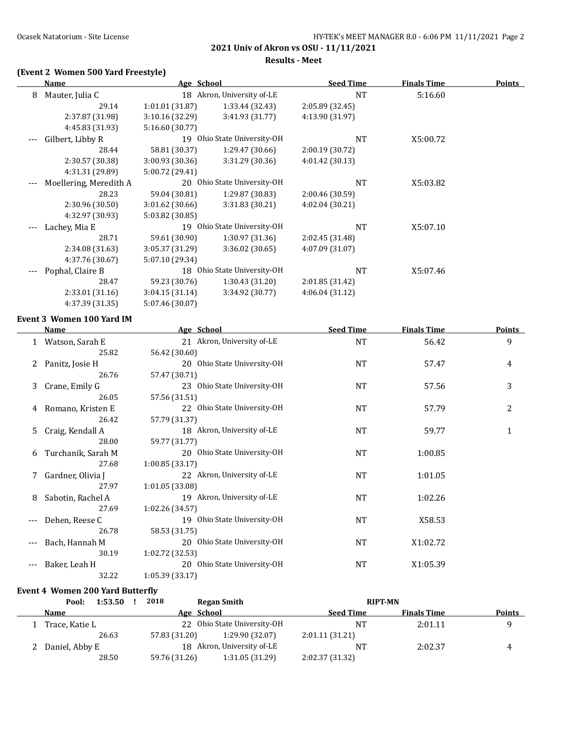**2021 Univ of Akron vs OSU - 11/11/2021**

**Results - Meet**

### (Event 2 Women 500 Yard Freestyle)

| | Name | Age | School | Seed Time | Finals Time | Points |
|---|---|---|---|---|---|---|
| 8 | Mauter, Julia C | 18 | Akron, University of-LE | NT | 5:16.60 | |
| | 29.14 | 1:01.01 (31.87) | 1:33.44 (32.43) | 2:05.89 (32.45) | | |
| | 2:37.87 (31.98) | 3:10.16 (32.29) | 3:41.93 (31.77) | 4:13.90 (31.97) | | |
| | 4:45.83 (31.93) | 5:16.60 (30.77) | | | | |
| --- | Gilbert, Libby R | 19 | Ohio State University-OH | NT | X5:00.72 | |
| | 28.44 | 58.81 (30.37) | 1:29.47 (30.66) | 2:00.19 (30.72) | | |
| | 2:30.57 (30.38) | 3:00.93 (30.36) | 3:31.29 (30.36) | 4:01.42 (30.13) | | |
| | 4:31.31 (29.89) | 5:00.72 (29.41) | | | | |
| --- | Moellering, Meredith A | 20 | Ohio State University-OH | NT | X5:03.82 | |
| | 28.23 | 59.04 (30.81) | 1:29.87 (30.83) | 2:00.46 (30.59) | | |
| | 2:30.96 (30.50) | 3:01.62 (30.66) | 3:31.83 (30.21) | 4:02.04 (30.21) | | |
| | 4:32.97 (30.93) | 5:03.82 (30.85) | | | | |
| --- | Lachey, Mia E | 19 | Ohio State University-OH | NT | X5:07.10 | |
| | 28.71 | 59.61 (30.90) | 1:30.97 (31.36) | 2:02.45 (31.48) | | |
| | 2:34.08 (31.63) | 3:05.37 (31.29) | 3:36.02 (30.65) | 4:07.09 (31.07) | | |
| | 4:37.76 (30.67) | 5:07.10 (29.34) | | | | |
| --- | Pophal, Claire B | 18 | Ohio State University-OH | NT | X5:07.46 | |
| | 28.47 | 59.23 (30.76) | 1:30.43 (31.20) | 2:01.85 (31.42) | | |
| | 2:33.01 (31.16) | 3:04.15 (31.14) | 3:34.92 (30.77) | 4:06.04 (31.12) | | |
| | 4:37.39 (31.35) | 5:07.46 (30.07) | | | | |

### Event 3 Women 100 Yard IM

| | Name | Age | School | Seed Time | Finals Time | Points |
|---|---|---|---|---|---|---|
| 1 | Watson, Sarah E | 21 | Akron, University of-LE | NT | 56.42 | 9 |
| | 25.82 | 56.42 (30.60) | | | | |
| 2 | Panitz, Josie H | 20 | Ohio State University-OH | NT | 57.47 | 4 |
| | 26.76 | 57.47 (30.71) | | | | |
| 3 | Crane, Emily G | 23 | Ohio State University-OH | NT | 57.56 | 3 |
| | 26.05 | 57.56 (31.51) | | | | |
| 4 | Romano, Kristen E | 22 | Ohio State University-OH | NT | 57.79 | 2 |
| | 26.42 | 57.79 (31.37) | | | | |
| 5 | Craig, Kendall A | 18 | Akron, University of-LE | NT | 59.77 | 1 |
| | 28.00 | 59.77 (31.77) | | | | |
| 6 | Turchanik, Sarah M | 20 | Ohio State University-OH | NT | 1:00.85 | |
| | 27.68 | 1:00.85 (33.17) | | | | |
| 7 | Gardner, Olivia J | 22 | Akron, University of-LE | NT | 1:01.05 | |
| | 27.97 | 1:01.05 (33.08) | | | | |
| 8 | Sabotin, Rachel A | 19 | Akron, University of-LE | NT | 1:02.26 | |
| | 27.69 | 1:02.26 (34.57) | | | | |
| --- | Dehen, Reese C | 19 | Ohio State University-OH | NT | X58.53 | |
| | 26.78 | 58.53 (31.75) | | | | |
| --- | Bach, Hannah M | 20 | Ohio State University-OH | NT | X1:02.72 | |
| | 30.19 | 1:02.72 (32.53) | | | | |
| --- | Baker, Leah H | 20 | Ohio State University-OH | NT | X1:05.39 | |
| | 32.22 | 1:05.39 (33.17) | | | | |

### Event 4 Women 200 Yard Butterfly

Pool: 1:53.50 ! 2018 Regan Smith RIPT-MN

| | Name | Age | School | Seed Time | Finals Time | Points |
|---|---|---|---|---|---|---|
| 1 | Trace, Katie L | 22 | Ohio State University-OH | NT | 2:01.11 | 9 |
| | 26.63 | 57.83 (31.20) | 1:29.90 (32.07) | 2:01.11 (31.21) | | |
| 2 | Daniel, Abby E | 18 | Akron, University of-LE | NT | 2:02.37 | 4 |
| | 28.50 | 59.76 (31.26) | 1:31.05 (31.29) | 2:02.37 (31.32) | | |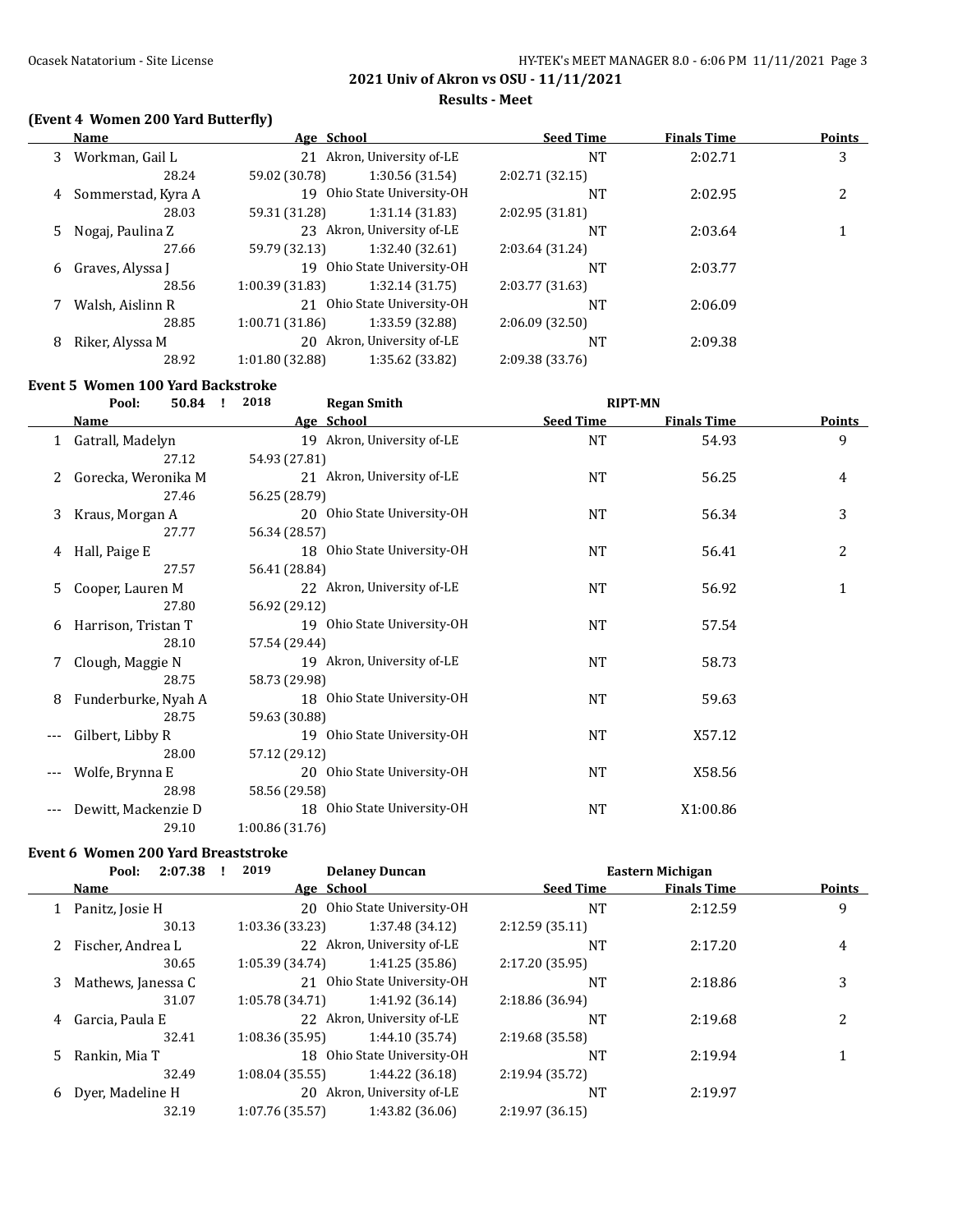## 2021 Univ of Akron vs OSU - 11/11/2021

### Results - Meet

### (Event 4 Women 200 Yard Butterfly)

| | Name | Age | School | Seed Time | Finals Time | Points |
|---|---|---|---|---|---|---|
| 3 | Workman, Gail L | 21 | Akron, University of-LE | NT | 2:02.71 | 3 |
| | 28.24 | 59.02 (30.78) | 1:30.56 (31.54) | 2:02.71 (32.15) | | |
| 4 | Sommerstad, Kyra A | 19 | Ohio State University-OH | NT | 2:02.95 | 2 |
| | 28.03 | 59.31 (31.28) | 1:31.14 (31.83) | 2:02.95 (31.81) | | |
| 5 | Nogaj, Paulina Z | 23 | Akron, University of-LE | NT | 2:03.64 | 1 |
| | 27.66 | 59.79 (32.13) | 1:32.40 (32.61) | 2:03.64 (31.24) | | |
| 6 | Graves, Alyssa J | 19 | Ohio State University-OH | NT | 2:03.77 | |
| | 28.56 | 1:00.39 (31.83) | 1:32.14 (31.75) | 2:03.77 (31.63) | | |
| 7 | Walsh, Aislinn R | 21 | Ohio State University-OH | NT | 2:06.09 | |
| | 28.85 | 1:00.71 (31.86) | 1:33.59 (32.88) | 2:06.09 (32.50) | | |
| 8 | Riker, Alyssa M | 20 | Akron, University of-LE | NT | 2:09.38 | |
| | 28.92 | 1:01.80 (32.88) | 1:35.62 (33.82) | 2:09.38 (33.76) | | |

### Event 5 Women 100 Yard Backstroke

Pool: 50.84 ! 2018 Regan Smith RIPT-MN

| | Name | Age | School | Seed Time | Finals Time | Points |
|---|---|---|---|---|---|---|
| 1 | Gatrall, Madelyn | 19 | Akron, University of-LE | NT | 54.93 | 9 |
| | 27.12 | 54.93 (27.81) | | | | |
| 2 | Gorecka, Weronika M | 21 | Akron, University of-LE | NT | 56.25 | 4 |
| | 27.46 | 56.25 (28.79) | | | | |
| 3 | Kraus, Morgan A | 20 | Ohio State University-OH | NT | 56.34 | 3 |
| | 27.77 | 56.34 (28.57) | | | | |
| 4 | Hall, Paige E | 18 | Ohio State University-OH | NT | 56.41 | 2 |
| | 27.57 | 56.41 (28.84) | | | | |
| 5 | Cooper, Lauren M | 22 | Akron, University of-LE | NT | 56.92 | 1 |
| | 27.80 | 56.92 (29.12) | | | | |
| 6 | Harrison, Tristan T | 19 | Ohio State University-OH | NT | 57.54 | |
| | 28.10 | 57.54 (29.44) | | | | |
| 7 | Clough, Maggie N | 19 | Akron, University of-LE | NT | 58.73 | |
| | 28.75 | 58.73 (29.98) | | | | |
| 8 | Funderburke, Nyah A | 18 | Ohio State University-OH | NT | 59.63 | |
| | 28.75 | 59.63 (30.88) | | | | |
| --- | Gilbert, Libby R | 19 | Ohio State University-OH | NT | X57.12 | |
| | 28.00 | 57.12 (29.12) | | | | |
| --- | Wolfe, Brynna E | 20 | Ohio State University-OH | NT | X58.56 | |
| | 28.98 | 58.56 (29.58) | | | | |
| --- | Dewitt, Mackenzie D | 18 | Ohio State University-OH | NT | X1:00.86 | |
| | 29.10 | 1:00.86 (31.76) | | | | |

### Event 6 Women 200 Yard Breaststroke

Pool: 2:07.38 ! 2019 Delaney Duncan Eastern Michigan

| | Name | Age | School | Seed Time | Finals Time | Points |
|---|---|---|---|---|---|---|
| 1 | Panitz, Josie H | 20 | Ohio State University-OH | NT | 2:12.59 | 9 |
| | 30.13 | 1:03.36 (33.23) | 1:37.48 (34.12) | 2:12.59 (35.11) | | |
| 2 | Fischer, Andrea L | 22 | Akron, University of-LE | NT | 2:17.20 | 4 |
| | 30.65 | 1:05.39 (34.74) | 1:41.25 (35.86) | 2:17.20 (35.95) | | |
| 3 | Mathews, Janessa C | 21 | Ohio State University-OH | NT | 2:18.86 | 3 |
| | 31.07 | 1:05.78 (34.71) | 1:41.92 (36.14) | 2:18.86 (36.94) | | |
| 4 | Garcia, Paula E | 22 | Akron, University of-LE | NT | 2:19.68 | 2 |
| | 32.41 | 1:08.36 (35.95) | 1:44.10 (35.74) | 2:19.68 (35.58) | | |
| 5 | Rankin, Mia T | 18 | Ohio State University-OH | NT | 2:19.94 | 1 |
| | 32.49 | 1:08.04 (35.55) | 1:44.22 (36.18) | 2:19.94 (35.72) | | |
| 6 | Dyer, Madeline H | 20 | Akron, University of-LE | NT | 2:19.97 | |
| | 32.19 | 1:07.76 (35.57) | 1:43.82 (36.06) | 2:19.97 (36.15) | | |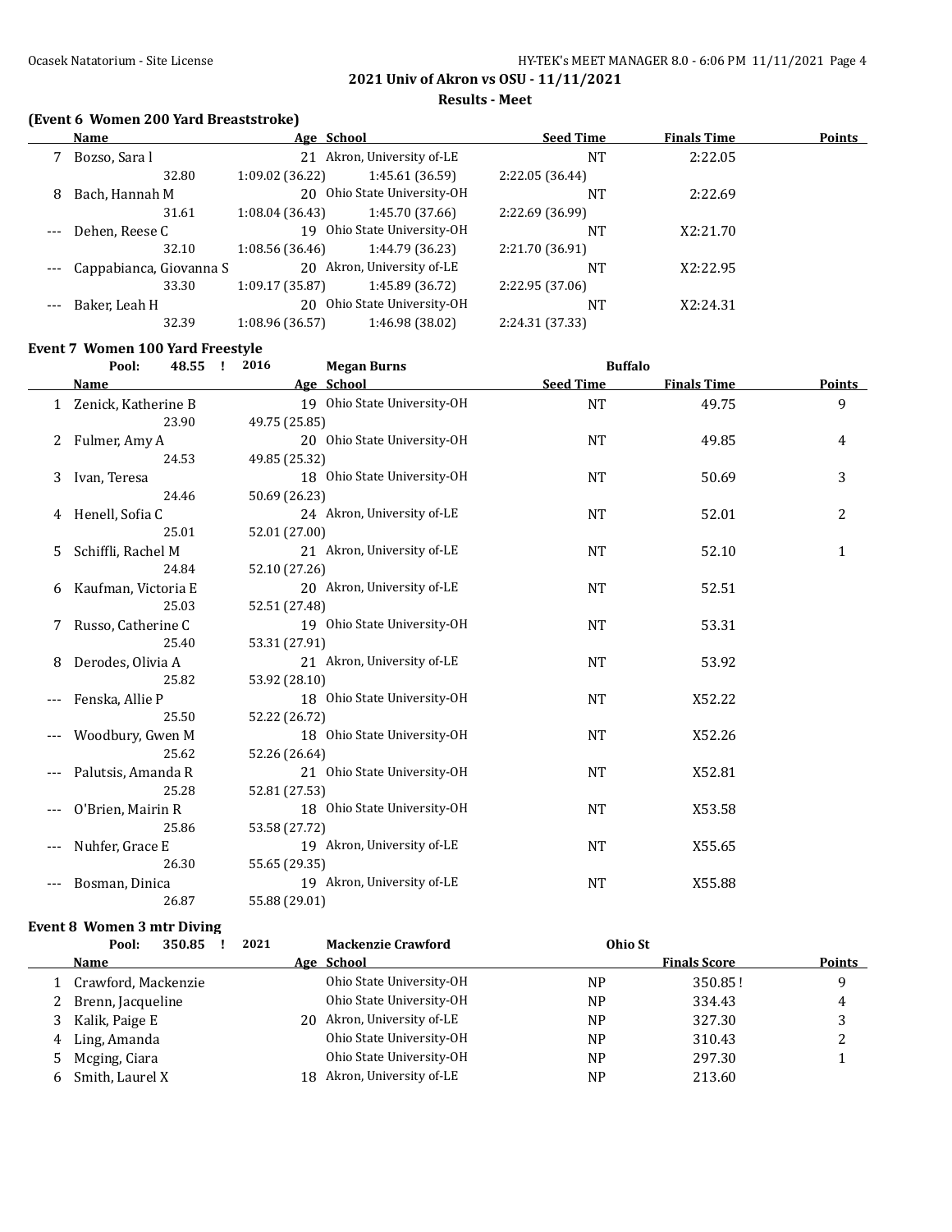**2021 Univ of Akron vs OSU - 11/11/2021**

**Results - Meet**

### (Event 6 Women 200 Yard Breaststroke)

| | Name | Age | School | Seed Time | Finals Time | Points |
|---|---|---|---|---|---|---|
| 7 | Bozso, Sara l | 21 | Akron, University of-LE | NT | 2:22.05 | |
| | 32.80 | 1:09.02 (36.22) | 1:45.61 (36.59) | 2:22.05 (36.44) | | |
| 8 | Bach, Hannah M | 20 | Ohio State University-OH | NT | 2:22.69 | |
| | 31.61 | 1:08.04 (36.43) | 1:45.70 (37.66) | 2:22.69 (36.99) | | |
| --- | Dehen, Reese C | 19 | Ohio State University-OH | NT | X2:21.70 | |
| | 32.10 | 1:08.56 (36.46) | 1:44.79 (36.23) | 2:21.70 (36.91) | | |
| --- | Cappabianca, Giovanna S | 20 | Akron, University of-LE | NT | X2:22.95 | |
| | 33.30 | 1:09.17 (35.87) | 1:45.89 (36.72) | 2:22.95 (37.06) | | |
| --- | Baker, Leah H | 20 | Ohio State University-OH | NT | X2:24.31 | |
| | 32.39 | 1:08.96 (36.57) | 1:46.98 (38.02) | 2:24.31 (37.33) | | |

### Event 7 Women 100 Yard Freestyle

Pool: 48.55 ! 2016 Megan Burns Buffalo

| | Name | Age | School | Seed Time | Finals Time | Points |
|---|---|---|---|---|---|---|
| 1 | Zenick, Katherine B | 19 | Ohio State University-OH | NT | 49.75 | 9 |
| | 23.90 | 49.75 (25.85) | | | | |
| 2 | Fulmer, Amy A | 20 | Ohio State University-OH | NT | 49.85 | 4 |
| | 24.53 | 49.85 (25.32) | | | | |
| 3 | Ivan, Teresa | 18 | Ohio State University-OH | NT | 50.69 | 3 |
| | 24.46 | 50.69 (26.23) | | | | |
| 4 | Henell, Sofia C | 24 | Akron, University of-LE | NT | 52.01 | 2 |
| | 25.01 | 52.01 (27.00) | | | | |
| 5 | Schiffli, Rachel M | 21 | Akron, University of-LE | NT | 52.10 | 1 |
| | 24.84 | 52.10 (27.26) | | | | |
| 6 | Kaufman, Victoria E | 20 | Akron, University of-LE | NT | 52.51 | |
| | 25.03 | 52.51 (27.48) | | | | |
| 7 | Russo, Catherine C | 19 | Ohio State University-OH | NT | 53.31 | |
| | 25.40 | 53.31 (27.91) | | | | |
| 8 | Derodes, Olivia A | 21 | Akron, University of-LE | NT | 53.92 | |
| | 25.82 | 53.92 (28.10) | | | | |
| --- | Fenska, Allie P | 18 | Ohio State University-OH | NT | X52.22 | |
| | 25.50 | 52.22 (26.72) | | | | |
| --- | Woodbury, Gwen M | 18 | Ohio State University-OH | NT | X52.26 | |
| | 25.62 | 52.26 (26.64) | | | | |
| --- | Palutsis, Amanda R | 21 | Ohio State University-OH | NT | X52.81 | |
| | 25.28 | 52.81 (27.53) | | | | |
| --- | O'Brien, Mairin R | 18 | Ohio State University-OH | NT | X53.58 | |
| | 25.86 | 53.58 (27.72) | | | | |
| --- | Nuhfer, Grace E | 19 | Akron, University of-LE | NT | X55.65 | |
| | 26.30 | 55.65 (29.35) | | | | |
| --- | Bosman, Dinica | 19 | Akron, University of-LE | NT | X55.88 | |
| | 26.87 | 55.88 (29.01) | | | | |

### Event 8 Women 3 mtr Diving

Pool: 350.85 ! 2021 Mackenzie Crawford Ohio St

| | Name | Age | School | | Finals Score | Points |
|---|---|---|---|---|---|---|
| 1 | Crawford, Mackenzie | | Ohio State University-OH | NP | 350.85 ! | 9 |
| 2 | Brenn, Jacqueline | | Ohio State University-OH | NP | 334.43 | 4 |
| 3 | Kalik, Paige E | 20 | Akron, University of-LE | NP | 327.30 | 3 |
| 4 | Ling, Amanda | | Ohio State University-OH | NP | 310.43 | 2 |
| 5 | Mcging, Ciara | | Ohio State University-OH | NP | 297.30 | 1 |
| 6 | Smith, Laurel X | 18 | Akron, University of-LE | NP | 213.60 | |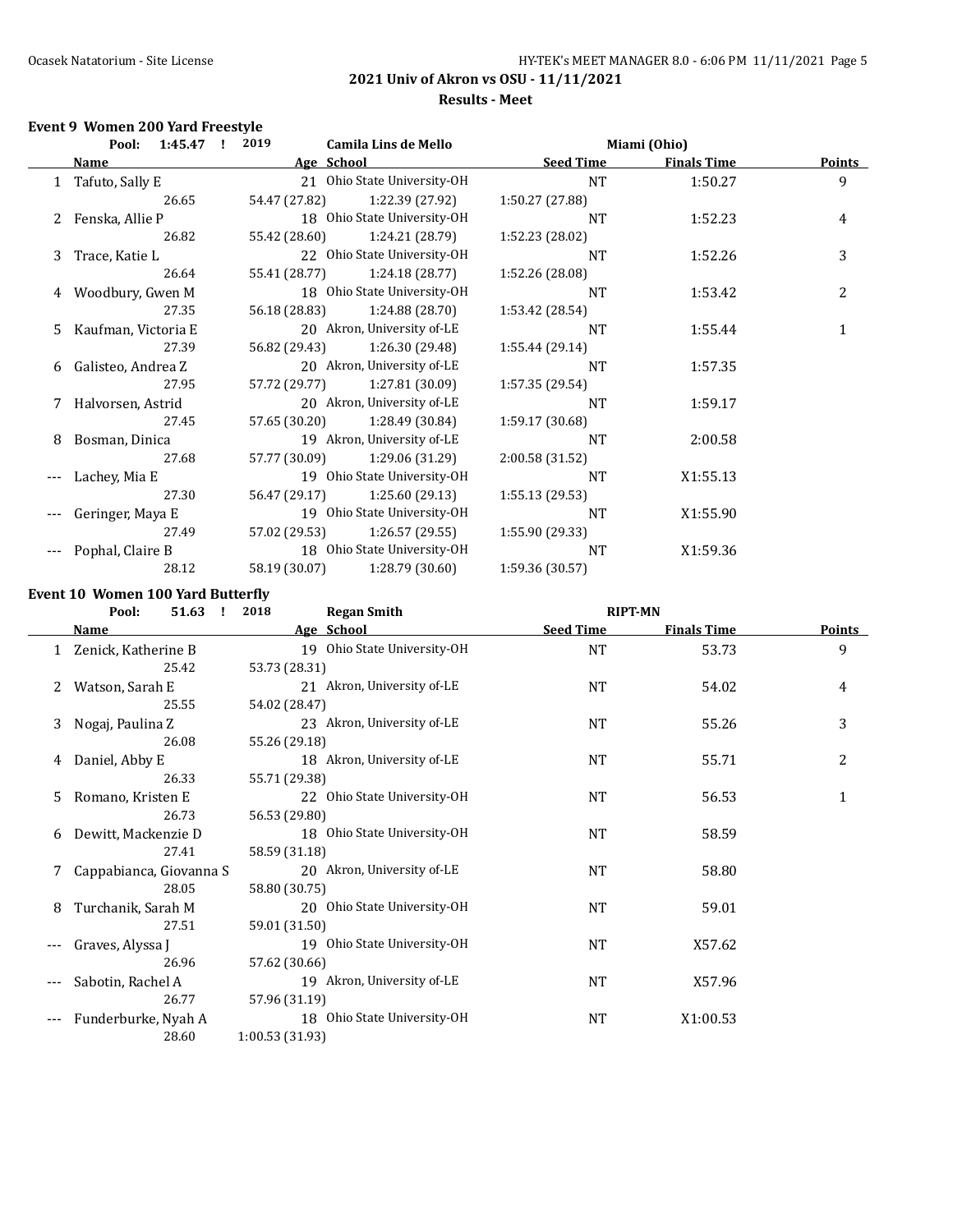2021 Univ of Akron vs OSU - 11/11/2021

Results - Meet

## Event 9 Women 200 Yard Freestyle

Pool: 1:45.47 ! 2019 Camila Lins de Mello Miami (Ohio)

| | Name | Age | School | Seed Time | Finals Time | Points |
|---|---|---|---|---|---|---|
| 1 | Tafuto, Sally E | 21 | Ohio State University-OH | NT | 1:50.27 | 9 |
| | 26.65 | 54.47 (27.82) | 1:22.39 (27.92) | 1:50.27 (27.88) | | |
| 2 | Fenska, Allie P | 18 | Ohio State University-OH | NT | 1:52.23 | 4 |
| | 26.82 | 55.42 (28.60) | 1:24.21 (28.79) | 1:52.23 (28.02) | | |
| 3 | Trace, Katie L | 22 | Ohio State University-OH | NT | 1:52.26 | 3 |
| | 26.64 | 55.41 (28.77) | 1:24.18 (28.77) | 1:52.26 (28.08) | | |
| 4 | Woodbury, Gwen M | 18 | Ohio State University-OH | NT | 1:53.42 | 2 |
| | 27.35 | 56.18 (28.83) | 1:24.88 (28.70) | 1:53.42 (28.54) | | |
| 5 | Kaufman, Victoria E | 20 | Akron, University of-LE | NT | 1:55.44 | 1 |
| | 27.39 | 56.82 (29.43) | 1:26.30 (29.48) | 1:55.44 (29.14) | | |
| 6 | Galisteo, Andrea Z | 20 | Akron, University of-LE | NT | 1:57.35 | |
| | 27.95 | 57.72 (29.77) | 1:27.81 (30.09) | 1:57.35 (29.54) | | |
| 7 | Halvorsen, Astrid | 20 | Akron, University of-LE | NT | 1:59.17 | |
| | 27.45 | 57.65 (30.20) | 1:28.49 (30.84) | 1:59.17 (30.68) | | |
| 8 | Bosman, Dinica | 19 | Akron, University of-LE | NT | 2:00.58 | |
| | 27.68 | 57.77 (30.09) | 1:29.06 (31.29) | 2:00.58 (31.52) | | |
| --- | Lachey, Mia E | 19 | Ohio State University-OH | NT | X1:55.13 | |
| | 27.30 | 56.47 (29.17) | 1:25.60 (29.13) | 1:55.13 (29.53) | | |
| --- | Geringer, Maya E | 19 | Ohio State University-OH | NT | X1:55.90 | |
| | 27.49 | 57.02 (29.53) | 1:26.57 (29.55) | 1:55.90 (29.33) | | |
| --- | Pophal, Claire B | 18 | Ohio State University-OH | NT | X1:59.36 | |
| | 28.12 | 58.19 (30.07) | 1:28.79 (30.60) | 1:59.36 (30.57) | | |

## Event 10 Women 100 Yard Butterfly

Pool: 51.63 ! 2018 Regan Smith RIPT-MN

| | Name | Age | School | Seed Time | Finals Time | Points |
|---|---|---|---|---|---|---|
| 1 | Zenick, Katherine B | 19 | Ohio State University-OH | NT | 53.73 | 9 |
| | 25.42 | 53.73 (28.31) | | | | |
| 2 | Watson, Sarah E | 21 | Akron, University of-LE | NT | 54.02 | 4 |
| | 25.55 | 54.02 (28.47) | | | | |
| 3 | Nogaj, Paulina Z | 23 | Akron, University of-LE | NT | 55.26 | 3 |
| | 26.08 | 55.26 (29.18) | | | | |
| 4 | Daniel, Abby E | 18 | Akron, University of-LE | NT | 55.71 | 2 |
| | 26.33 | 55.71 (29.38) | | | | |
| 5 | Romano, Kristen E | 22 | Ohio State University-OH | NT | 56.53 | 1 |
| | 26.73 | 56.53 (29.80) | | | | |
| 6 | Dewitt, Mackenzie D | 18 | Ohio State University-OH | NT | 58.59 | |
| | 27.41 | 58.59 (31.18) | | | | |
| 7 | Cappabianca, Giovanna S | 20 | Akron, University of-LE | NT | 58.80 | |
| | 28.05 | 58.80 (30.75) | | | | |
| 8 | Turchanik, Sarah M | 20 | Ohio State University-OH | NT | 59.01 | |
| | 27.51 | 59.01 (31.50) | | | | |
| --- | Graves, Alyssa J | 19 | Ohio State University-OH | NT | X57.62 | |
| | 26.96 | 57.62 (30.66) | | | | |
| --- | Sabotin, Rachel A | 19 | Akron, University of-LE | NT | X57.96 | |
| | 26.77 | 57.96 (31.19) | | | | |
| --- | Funderburke, Nyah A | 18 | Ohio State University-OH | NT | X1:00.53 | |
| | 28.60 | 1:00.53 (31.93) | | | | |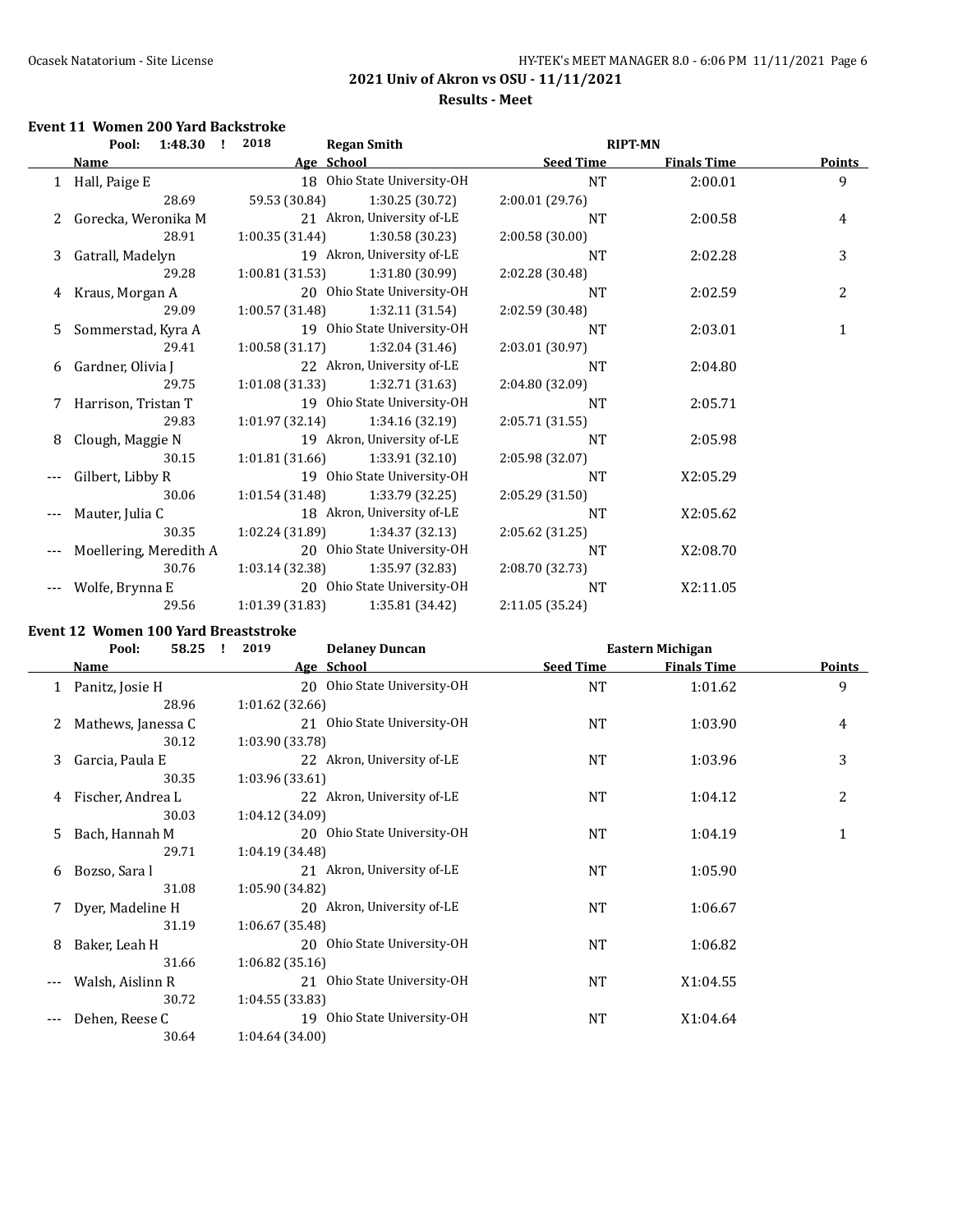**2021 Univ of Akron vs OSU - 11/11/2021**

**Results - Meet**

### Event 11 Women 200 Yard Backstroke

Pool: 1:48.30 ! 2018 Regan Smith RIPT-MN

| | Name | Age | School | Seed Time | Finals Time | Points |
|---|---|---|---|---|---|---|
| 1 | Hall, Paige E | 18 | Ohio State University-OH | NT | 2:00.01 | 9 |
| | 28.69 | 59.53 (30.84) | 1:30.25 (30.72) | 2:00.01 (29.76) | | |
| 2 | Gorecka, Weronika M | 21 | Akron, University of-LE | NT | 2:00.58 | 4 |
| | 28.91 | 1:00.35 (31.44) | 1:30.58 (30.23) | 2:00.58 (30.00) | | |
| 3 | Gatrall, Madelyn | 19 | Akron, University of-LE | NT | 2:02.28 | 3 |
| | 29.28 | 1:00.81 (31.53) | 1:31.80 (30.99) | 2:02.28 (30.48) | | |
| 4 | Kraus, Morgan A | 20 | Ohio State University-OH | NT | 2:02.59 | 2 |
| | 29.09 | 1:00.57 (31.48) | 1:32.11 (31.54) | 2:02.59 (30.48) | | |
| 5 | Sommerstad, Kyra A | 19 | Ohio State University-OH | NT | 2:03.01 | 1 |
| | 29.41 | 1:00.58 (31.17) | 1:32.04 (31.46) | 2:03.01 (30.97) | | |
| 6 | Gardner, Olivia J | 22 | Akron, University of-LE | NT | 2:04.80 | |
| | 29.75 | 1:01.08 (31.33) | 1:32.71 (31.63) | 2:04.80 (32.09) | | |
| 7 | Harrison, Tristan T | 19 | Ohio State University-OH | NT | 2:05.71 | |
| | 29.83 | 1:01.97 (32.14) | 1:34.16 (32.19) | 2:05.71 (31.55) | | |
| 8 | Clough, Maggie N | 19 | Akron, University of-LE | NT | 2:05.98 | |
| | 30.15 | 1:01.81 (31.66) | 1:33.91 (32.10) | 2:05.98 (32.07) | | |
| --- | Gilbert, Libby R | 19 | Ohio State University-OH | NT | X2:05.29 | |
| | 30.06 | 1:01.54 (31.48) | 1:33.79 (32.25) | 2:05.29 (31.50) | | |
| --- | Mauter, Julia C | 18 | Akron, University of-LE | NT | X2:05.62 | |
| | 30.35 | 1:02.24 (31.89) | 1:34.37 (32.13) | 2:05.62 (31.25) | | |
| --- | Moellering, Meredith A | 20 | Ohio State University-OH | NT | X2:08.70 | |
| | 30.76 | 1:03.14 (32.38) | 1:35.97 (32.83) | 2:08.70 (32.73) | | |
| --- | Wolfe, Brynna E | 20 | Ohio State University-OH | NT | X2:11.05 | |
| | 29.56 | 1:01.39 (31.83) | 1:35.81 (34.42) | 2:11.05 (35.24) | | |

### Event 12 Women 100 Yard Breaststroke

Pool: 58.25 ! 2019 Delaney Duncan Eastern Michigan

| | Name | Age | School | Seed Time | Finals Time | Points |
|---|---|---|---|---|---|---|
| 1 | Panitz, Josie H | 20 | Ohio State University-OH | NT | 1:01.62 | 9 |
| | 28.96 | 1:01.62 (32.66) | | | | |
| 2 | Mathews, Janessa C | 21 | Ohio State University-OH | NT | 1:03.90 | 4 |
| | 30.12 | 1:03.90 (33.78) | | | | |
| 3 | Garcia, Paula E | 22 | Akron, University of-LE | NT | 1:03.96 | 3 |
| | 30.35 | 1:03.96 (33.61) | | | | |
| 4 | Fischer, Andrea L | 22 | Akron, University of-LE | NT | 1:04.12 | 2 |
| | 30.03 | 1:04.12 (34.09) | | | | |
| 5 | Bach, Hannah M | 20 | Ohio State University-OH | NT | 1:04.19 | 1 |
| | 29.71 | 1:04.19 (34.48) | | | | |
| 6 | Bozso, Sara l | 21 | Akron, University of-LE | NT | 1:05.90 | |
| | 31.08 | 1:05.90 (34.82) | | | | |
| 7 | Dyer, Madeline H | 20 | Akron, University of-LE | NT | 1:06.67 | |
| | 31.19 | 1:06.67 (35.48) | | | | |
| 8 | Baker, Leah H | 20 | Ohio State University-OH | NT | 1:06.82 | |
| | 31.66 | 1:06.82 (35.16) | | | | |
| --- | Walsh, Aislinn R | 21 | Ohio State University-OH | NT | X1:04.55 | |
| | 30.72 | 1:04.55 (33.83) | | | | |
| --- | Dehen, Reese C | 19 | Ohio State University-OH | NT | X1:04.64 | |
| | 30.64 | 1:04.64 (34.00) | | | | |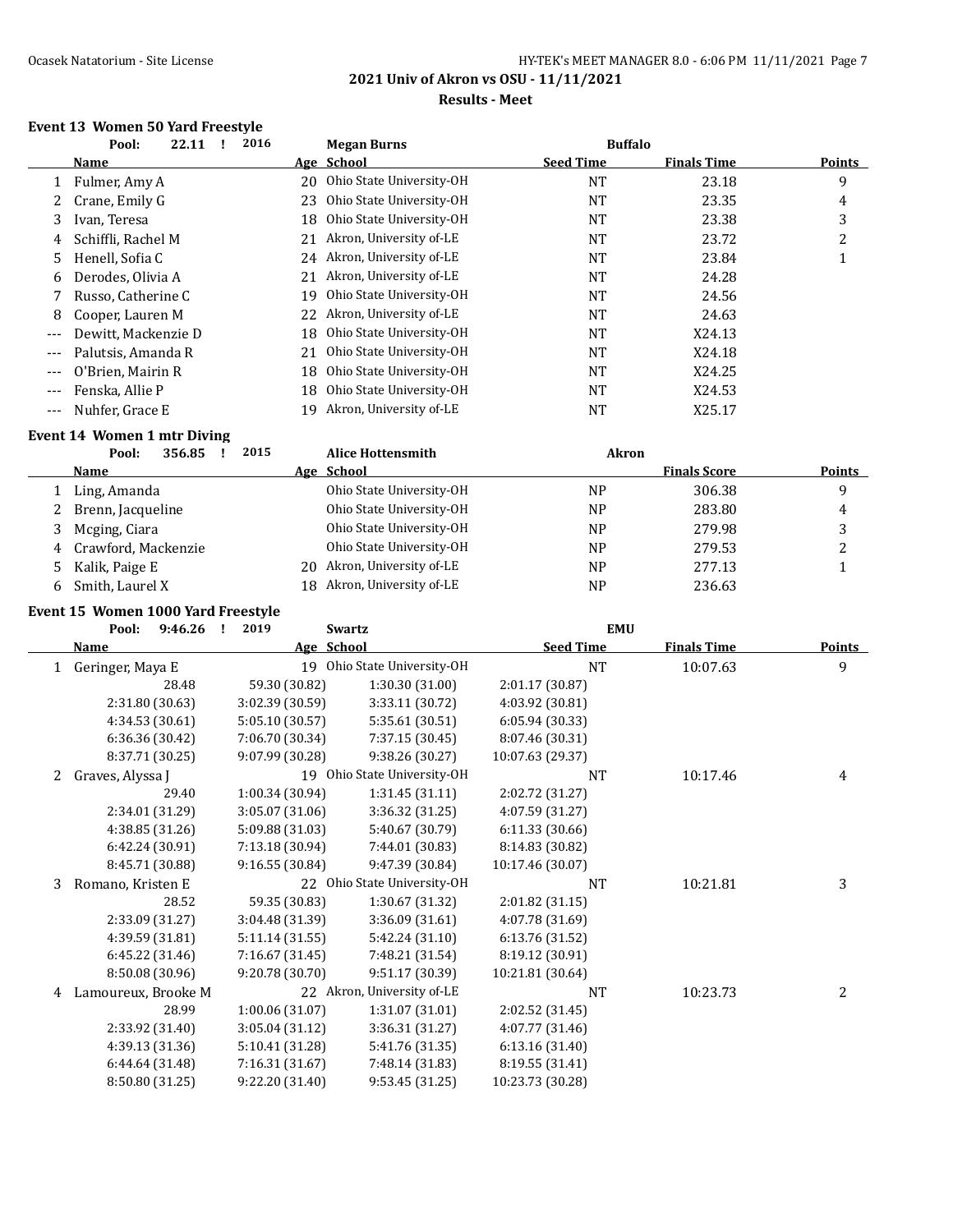## 2021 Univ of Akron vs OSU - 11/11/2021

### Results - Meet

#### Event 13 Women 50 Yard Freestyle

Pool: 22.11 ! 2016 Megan Burns Buffalo

| | Name | Age | School | Seed Time | Finals Time | Points |
|---|---|---|---|---|---|---|
| 1 | Fulmer, Amy A | 20 | Ohio State University-OH | NT | 23.18 | 9 |
| 2 | Crane, Emily G | 23 | Ohio State University-OH | NT | 23.35 | 4 |
| 3 | Ivan, Teresa | 18 | Ohio State University-OH | NT | 23.38 | 3 |
| 4 | Schiffli, Rachel M | 21 | Akron, University of-LE | NT | 23.72 | 2 |
| 5 | Henell, Sofia C | 24 | Akron, University of-LE | NT | 23.84 | 1 |
| 6 | Derodes, Olivia A | 21 | Akron, University of-LE | NT | 24.28 | |
| 7 | Russo, Catherine C | 19 | Ohio State University-OH | NT | 24.56 | |
| 8 | Cooper, Lauren M | 22 | Akron, University of-LE | NT | 24.63 | |
| --- | Dewitt, Mackenzie D | 18 | Ohio State University-OH | NT | X24.13 | |
| --- | Palutsis, Amanda R | 21 | Ohio State University-OH | NT | X24.18 | |
| --- | O'Brien, Mairin R | 18 | Ohio State University-OH | NT | X24.25 | |
| --- | Fenska, Allie P | 18 | Ohio State University-OH | NT | X24.53 | |
| --- | Nuhfer, Grace E | 19 | Akron, University of-LE | NT | X25.17 | |

#### Event 14 Women 1 mtr Diving

Pool: 356.85 ! 2015 Alice Hottensmith Akron

| | Name | Age | School | | Finals Score | Points |
|---|---|---|---|---|---|---|
| 1 | Ling, Amanda | | Ohio State University-OH | NP | 306.38 | 9 |
| 2 | Brenn, Jacqueline | | Ohio State University-OH | NP | 283.80 | 4 |
| 3 | Mcging, Ciara | | Ohio State University-OH | NP | 279.98 | 3 |
| 4 | Crawford, Mackenzie | | Ohio State University-OH | NP | 279.53 | 2 |
| 5 | Kalik, Paige E | 20 | Akron, University of-LE | NP | 277.13 | 1 |
| 6 | Smith, Laurel X | 18 | Akron, University of-LE | NP | 236.63 | |

#### Event 15 Women 1000 Yard Freestyle

Pool: 9:46.26 ! 2019 Swartz EMU

| | Name | Age | School | Seed Time | Finals Time | Points |
|---|---|---|---|---|---|---|
| 1 | Geringer, Maya E | 19 | Ohio State University-OH | NT | 10:07.63 | 9 |
| | 28.48 | 59.30 (30.82) | 1:30.30 (31.00) | 2:01.17 (30.87) | | |
| | 2:31.80 (30.63) | 3:02.39 (30.59) | 3:33.11 (30.72) | 4:03.92 (30.81) | | |
| | 4:34.53 (30.61) | 5:05.10 (30.57) | 5:35.61 (30.51) | 6:05.94 (30.33) | | |
| | 6:36.36 (30.42) | 7:06.70 (30.34) | 7:37.15 (30.45) | 8:07.46 (30.31) | | |
| | 8:37.71 (30.25) | 9:07.99 (30.28) | 9:38.26 (30.27) | 10:07.63 (29.37) | | |
| 2 | Graves, Alyssa J | 19 | Ohio State University-OH | NT | 10:17.46 | 4 |
| | 29.40 | 1:00.34 (30.94) | 1:31.45 (31.11) | 2:02.72 (31.27) | | |
| | 2:34.01 (31.29) | 3:05.07 (31.06) | 3:36.32 (31.25) | 4:07.59 (31.27) | | |
| | 4:38.85 (31.26) | 5:09.88 (31.03) | 5:40.67 (30.79) | 6:11.33 (30.66) | | |
| | 6:42.24 (30.91) | 7:13.18 (30.94) | 7:44.01 (30.83) | 8:14.83 (30.82) | | |
| | 8:45.71 (30.88) | 9:16.55 (30.84) | 9:47.39 (30.84) | 10:17.46 (30.07) | | |
| 3 | Romano, Kristen E | 22 | Ohio State University-OH | NT | 10:21.81 | 3 |
| | 28.52 | 59.35 (30.83) | 1:30.67 (31.32) | 2:01.82 (31.15) | | |
| | 2:33.09 (31.27) | 3:04.48 (31.39) | 3:36.09 (31.61) | 4:07.78 (31.69) | | |
| | 4:39.59 (31.81) | 5:11.14 (31.55) | 5:42.24 (31.10) | 6:13.76 (31.52) | | |
| | 6:45.22 (31.46) | 7:16.67 (31.45) | 7:48.21 (31.54) | 8:19.12 (30.91) | | |
| | 8:50.08 (30.96) | 9:20.78 (30.70) | 9:51.17 (30.39) | 10:21.81 (30.64) | | |
| 4 | Lamoureux, Brooke M | 22 | Akron, University of-LE | NT | 10:23.73 | 2 |
| | 28.99 | 1:00.06 (31.07) | 1:31.07 (31.01) | 2:02.52 (31.45) | | |
| | 2:33.92 (31.40) | 3:05.04 (31.12) | 3:36.31 (31.27) | 4:07.77 (31.46) | | |
| | 4:39.13 (31.36) | 5:10.41 (31.28) | 5:41.76 (31.35) | 6:13.16 (31.40) | | |
| | 6:44.64 (31.48) | 7:16.31 (31.67) | 7:48.14 (31.83) | 8:19.55 (31.41) | | |
| | 8:50.80 (31.25) | 9:22.20 (31.40) | 9:53.45 (31.25) | 10:23.73 (30.28) | | |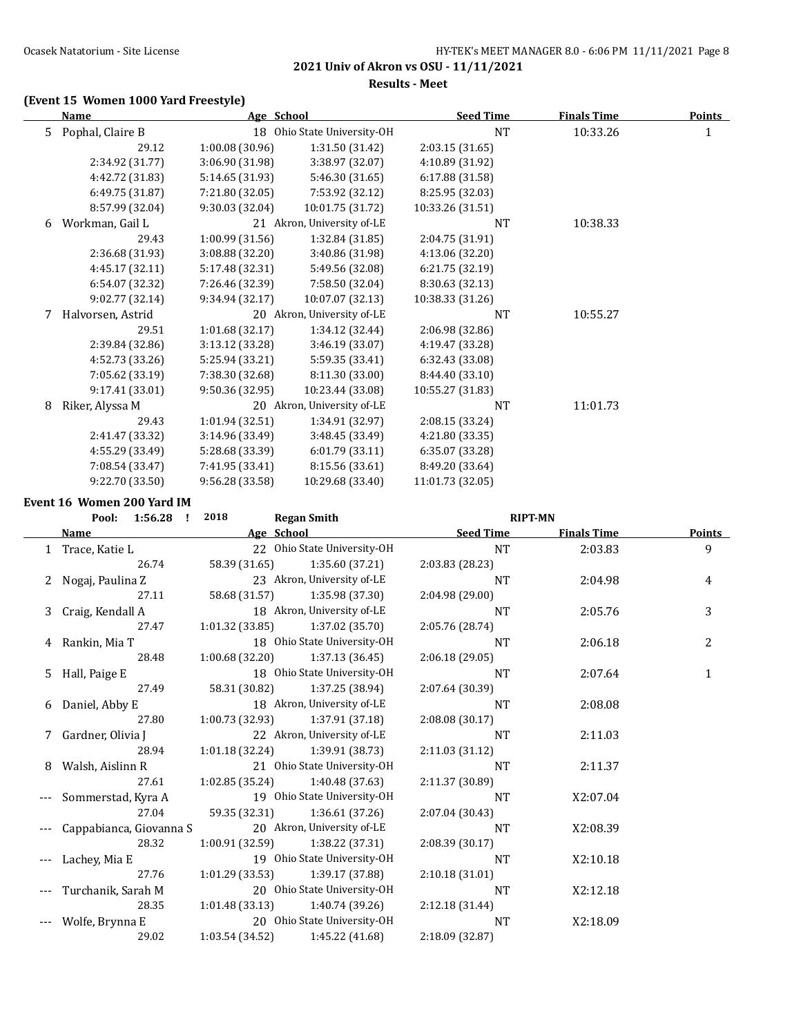**2021 Univ of Akron vs OSU - 11/11/2021**

**Results - Meet**

### (Event 15 Women 1000 Yard Freestyle)

| | Name | Age | School | Seed Time | Finals Time | Points |
|---|---|---|---|---|---|---|
| 5 | Pophal, Claire B | 18 | Ohio State University-OH | NT | 10:33.26 | 1 |
| | 29.12 | 1:00.08 (30.96) | 1:31.50 (31.42) | 2:03.15 (31.65) | | |
| | 2:34.92 (31.77) | 3:06.90 (31.98) | 3:38.97 (32.07) | 4:10.89 (31.92) | | |
| | 4:42.72 (31.83) | 5:14.65 (31.93) | 5:46.30 (31.65) | 6:17.88 (31.58) | | |
| | 6:49.75 (31.87) | 7:21.80 (32.05) | 7:53.92 (32.12) | 8:25.95 (32.03) | | |
| | 8:57.99 (32.04) | 9:30.03 (32.04) | 10:01.75 (31.72) | 10:33.26 (31.51) | | |
| 6 | Workman, Gail L | 21 | Akron, University of-LE | NT | 10:38.33 | |
| | 29.43 | 1:00.99 (31.56) | 1:32.84 (31.85) | 2:04.75 (31.91) | | |
| | 2:36.68 (31.93) | 3:08.88 (32.20) | 3:40.86 (31.98) | 4:13.06 (32.20) | | |
| | 4:45.17 (32.11) | 5:17.48 (32.31) | 5:49.56 (32.08) | 6:21.75 (32.19) | | |
| | 6:54.07 (32.32) | 7:26.46 (32.39) | 7:58.50 (32.04) | 8:30.63 (32.13) | | |
| | 9:02.77 (32.14) | 9:34.94 (32.17) | 10:07.07 (32.13) | 10:38.33 (31.26) | | |
| 7 | Halvorsen, Astrid | 20 | Akron, University of-LE | NT | 10:55.27 | |
| | 29.51 | 1:01.68 (32.17) | 1:34.12 (32.44) | 2:06.98 (32.86) | | |
| | 2:39.84 (32.86) | 3:13.12 (33.28) | 3:46.19 (33.07) | 4:19.47 (33.28) | | |
| | 4:52.73 (33.26) | 5:25.94 (33.21) | 5:59.35 (33.41) | 6:32.43 (33.08) | | |
| | 7:05.62 (33.19) | 7:38.30 (32.68) | 8:11.30 (33.00) | 8:44.40 (33.10) | | |
| | 9:17.41 (33.01) | 9:50.36 (32.95) | 10:23.44 (33.08) | 10:55.27 (31.83) | | |
| 8 | Riker, Alyssa M | 20 | Akron, University of-LE | NT | 11:01.73 | |
| | 29.43 | 1:01.94 (32.51) | 1:34.91 (32.97) | 2:08.15 (33.24) | | |
| | 2:41.47 (33.32) | 3:14.96 (33.49) | 3:48.45 (33.49) | 4:21.80 (33.35) | | |
| | 4:55.29 (33.49) | 5:28.68 (33.39) | 6:01.79 (33.11) | 6:35.07 (33.28) | | |
| | 7:08.54 (33.47) | 7:41.95 (33.41) | 8:15.56 (33.61) | 8:49.20 (33.64) | | |
| | 9:22.70 (33.50) | 9:56.28 (33.58) | 10:29.68 (33.40) | 11:01.73 (32.05) | | |

### Event 16 Women 200 Yard IM

Pool: 1:56.28 ! 2018 Regan Smith RIPT-MN

| | Name | Age | School | Seed Time | Finals Time | Points |
|---|---|---|---|---|---|---|
| 1 | Trace, Katie L | 22 | Ohio State University-OH | NT | 2:03.83 | 9 |
| | 26.74 | 58.39 (31.65) | 1:35.60 (37.21) | 2:03.83 (28.23) | | |
| 2 | Nogaj, Paulina Z | 23 | Akron, University of-LE | NT | 2:04.98 | 4 |
| | 27.11 | 58.68 (31.57) | 1:35.98 (37.30) | 2:04.98 (29.00) | | |
| 3 | Craig, Kendall A | 18 | Akron, University of-LE | NT | 2:05.76 | 3 |
| | 27.47 | 1:01.32 (33.85) | 1:37.02 (35.70) | 2:05.76 (28.74) | | |
| 4 | Rankin, Mia T | 18 | Ohio State University-OH | NT | 2:06.18 | 2 |
| | 28.48 | 1:00.68 (32.20) | 1:37.13 (36.45) | 2:06.18 (29.05) | | |
| 5 | Hall, Paige E | 18 | Ohio State University-OH | NT | 2:07.64 | 1 |
| | 27.49 | 58.31 (30.82) | 1:37.25 (38.94) | 2:07.64 (30.39) | | |
| 6 | Daniel, Abby E | 18 | Akron, University of-LE | NT | 2:08.08 | |
| | 27.80 | 1:00.73 (32.93) | 1:37.91 (37.18) | 2:08.08 (30.17) | | |
| 7 | Gardner, Olivia J | 22 | Akron, University of-LE | NT | 2:11.03 | |
| | 28.94 | 1:01.18 (32.24) | 1:39.91 (38.73) | 2:11.03 (31.12) | | |
| 8 | Walsh, Aislinn R | 21 | Ohio State University-OH | NT | 2:11.37 | |
| | 27.61 | 1:02.85 (35.24) | 1:40.48 (37.63) | 2:11.37 (30.89) | | |
| --- | Sommerstad, Kyra A | 19 | Ohio State University-OH | NT | X2:07.04 | |
| | 27.04 | 59.35 (32.31) | 1:36.61 (37.26) | 2:07.04 (30.43) | | |
| --- | Cappabianca, Giovanna S | 20 | Akron, University of-LE | NT | X2:08.39 | |
| | 28.32 | 1:00.91 (32.59) | 1:38.22 (37.31) | 2:08.39 (30.17) | | |
| --- | Lachey, Mia E | 19 | Ohio State University-OH | NT | X2:10.18 | |
| | 27.76 | 1:01.29 (33.53) | 1:39.17 (37.88) | 2:10.18 (31.01) | | |
| --- | Turchanik, Sarah M | 20 | Ohio State University-OH | NT | X2:12.18 | |
| | 28.35 | 1:01.48 (33.13) | 1:40.74 (39.26) | 2:12.18 (31.44) | | |
| --- | Wolfe, Brynna E | 20 | Ohio State University-OH | NT | X2:18.09 | |
| | 29.02 | 1:03.54 (34.52) | 1:45.22 (41.68) | 2:18.09 (32.87) | | |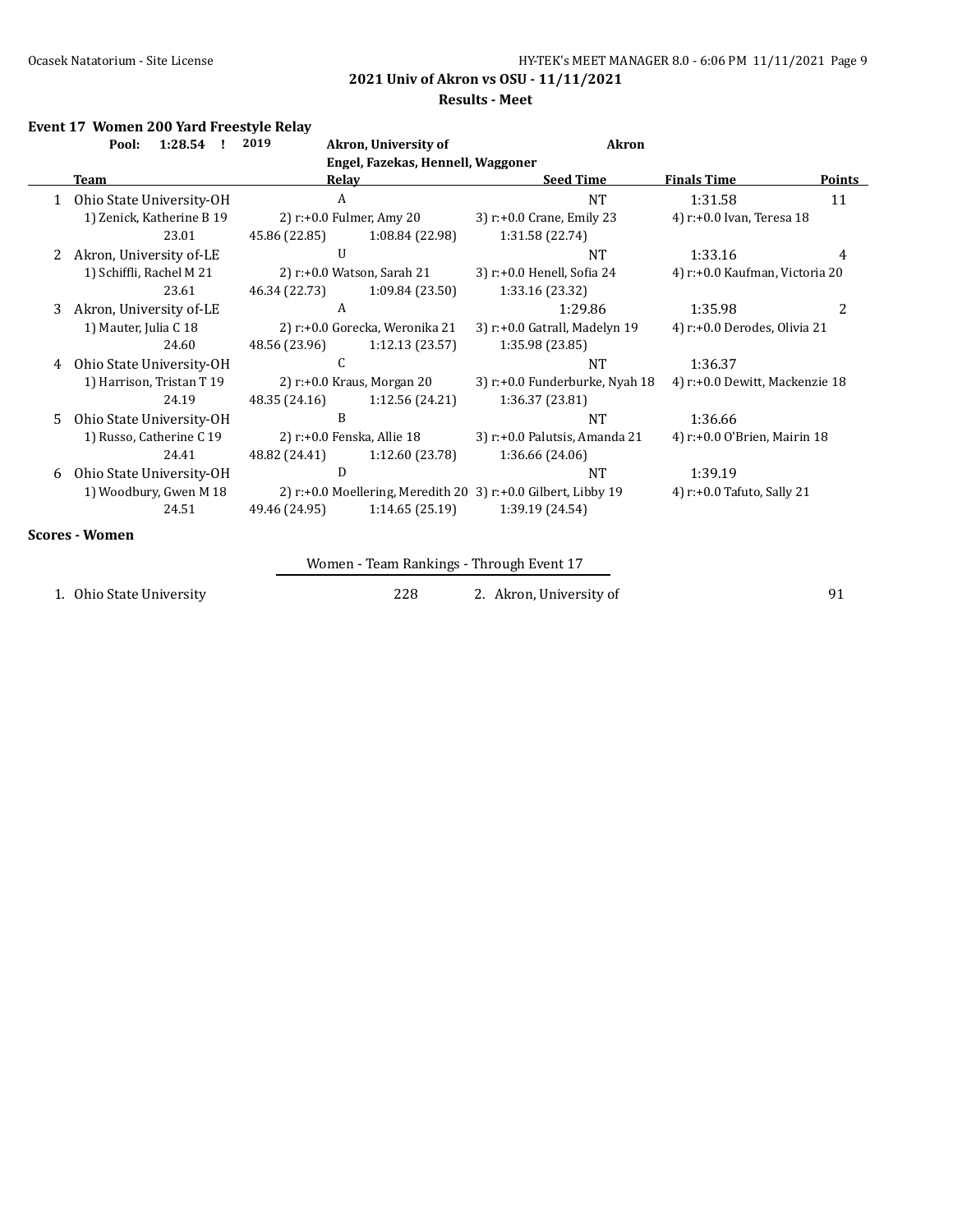**2021 Univ of Akron vs OSU - 11/11/2021**

**Results - Meet**

### Event 17 Women 200 Yard Freestyle Relay

**Pool: 1:28.54 ! 2019 — Akron, University of — Akron**
**Engel, Fazekas, Hennell, Waggoner**

| | Team | Relay | Seed Time | Finals Time | Points |
|---|---|---|---|---|---|
| 1 | Ohio State University-OH | A | NT | 1:31.58 | 11 |
| | 1) Zenick, Katherine B 19 | 2) r:+0.0 Fulmer, Amy 20 | 3) r:+0.0 Crane, Emily 23 | 4) r:+0.0 Ivan, Teresa 18 | |
| | 23.01 | 45.86 (22.85) 1:08.84 (22.98) | 1:31.58 (22.74) | | |
| 2 | Akron, University of-LE | U | NT | 1:33.16 | 4 |
| | 1) Schiffli, Rachel M 21 | 2) r:+0.0 Watson, Sarah 21 | 3) r:+0.0 Henell, Sofia 24 | 4) r:+0.0 Kaufman, Victoria 20 | |
| | 23.61 | 46.34 (22.73) 1:09.84 (23.50) | 1:33.16 (23.32) | | |
| 3 | Akron, University of-LE | A | 1:29.86 | 1:35.98 | 2 |
| | 1) Mauter, Julia C 18 | 2) r:+0.0 Gorecka, Weronika 21 | 3) r:+0.0 Gatrall, Madelyn 19 | 4) r:+0.0 Derodes, Olivia 21 | |
| | 24.60 | 48.56 (23.96) 1:12.13 (23.57) | 1:35.98 (23.85) | | |
| 4 | Ohio State University-OH | C | NT | 1:36.37 | |
| | 1) Harrison, Tristan T 19 | 2) r:+0.0 Kraus, Morgan 20 | 3) r:+0.0 Funderburke, Nyah 18 | 4) r:+0.0 Dewitt, Mackenzie 18 | |
| | 24.19 | 48.35 (24.16) 1:12.56 (24.21) | 1:36.37 (23.81) | | |
| 5 | Ohio State University-OH | B | NT | 1:36.66 | |
| | 1) Russo, Catherine C 19 | 2) r:+0.0 Fenska, Allie 18 | 3) r:+0.0 Palutsis, Amanda 21 | 4) r:+0.0 O'Brien, Mairin 18 | |
| | 24.41 | 48.82 (24.41) 1:12.60 (23.78) | 1:36.66 (24.06) | | |
| 6 | Ohio State University-OH | D | NT | 1:39.19 | |
| | 1) Woodbury, Gwen M 18 | 2) r:+0.0 Moellering, Meredith 20 | 3) r:+0.0 Gilbert, Libby 19 | 4) r:+0.0 Tafuto, Sally 21 | |
| | 24.51 | 49.46 (24.95) 1:14.65 (25.19) | 1:39.19 (24.54) | | |

### Scores - Women

**Women - Team Rankings - Through Event 17**

| | | | |
|---|---|---|---|
| 1. Ohio State University | 228 | 2. Akron, University of | 91 |